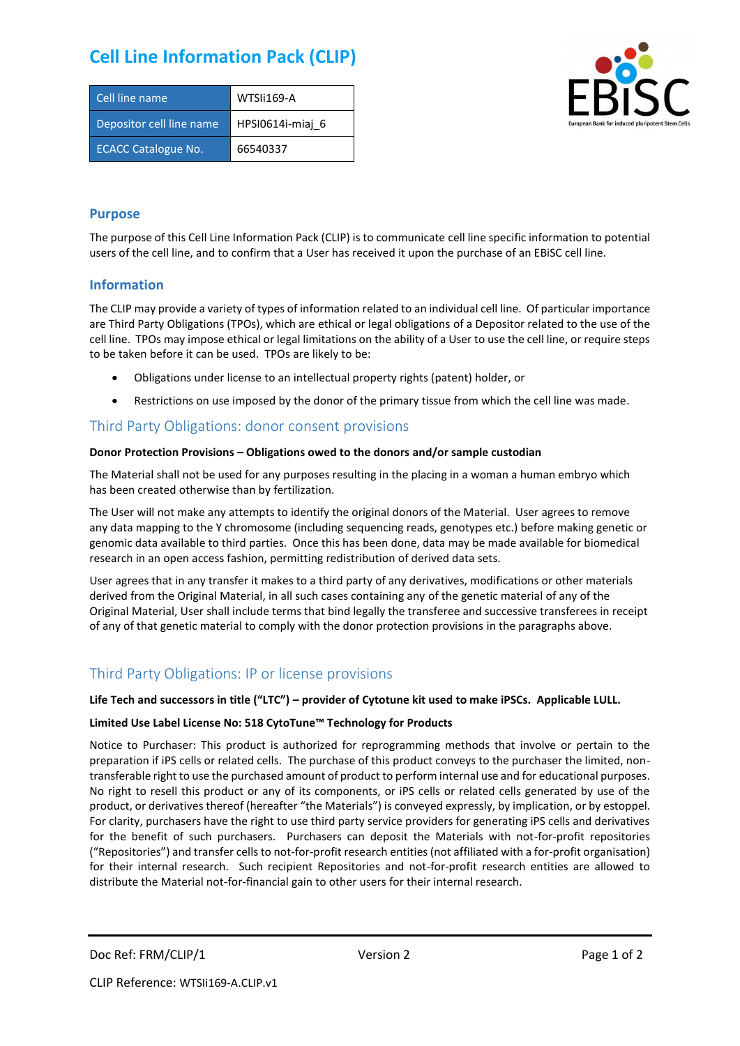# Cell Line Information Pack (CLIP)

| Cell line name | WTSIi169-A |
| --- | --- |
| Depositor cell line name | HPSI0614i-miaj_6 |
| ECACC Catalogue No. | 66540337 |

## Purpose

The purpose of this Cell Line Information Pack (CLIP) is to communicate cell line specific information to potential users of the cell line, and to confirm that a User has received it upon the purchase of an EBiSC cell line.

## Information

The CLIP may provide a variety of types of information related to an individual cell line. Of particular importance are Third Party Obligations (TPOs), which are ethical or legal obligations of a Depositor related to the use of the cell line. TPOs may impose ethical or legal limitations on the ability of a User to use the cell line, or require steps to be taken before it can be used. TPOs are likely to be:

- Obligations under license to an intellectual property rights (patent) holder, or
- Restrictions on use imposed by the donor of the primary tissue from which the cell line was made.

## Third Party Obligations: donor consent provisions

**Donor Protection Provisions – Obligations owed to the donors and/or sample custodian**

The Material shall not be used for any purposes resulting in the placing in a woman a human embryo which has been created otherwise than by fertilization.

The User will not make any attempts to identify the original donors of the Material. User agrees to remove any data mapping to the Y chromosome (including sequencing reads, genotypes etc.) before making genetic or genomic data available to third parties. Once this has been done, data may be made available for biomedical research in an open access fashion, permitting redistribution of derived data sets.

User agrees that in any transfer it makes to a third party of any derivatives, modifications or other materials derived from the Original Material, in all such cases containing any of the genetic material of any of the Original Material, User shall include terms that bind legally the transferee and successive transferees in receipt of any of that genetic material to comply with the donor protection provisions in the paragraphs above.

## Third Party Obligations: IP or license provisions

**Life Tech and successors in title ("LTC") – provider of Cytotune kit used to make iPSCs. Applicable LULL.**

**Limited Use Label License No: 518 CytoTune™ Technology for Products**

Notice to Purchaser: This product is authorized for reprogramming methods that involve or pertain to the preparation if iPS cells or related cells. The purchase of this product conveys to the purchaser the limited, non-transferable right to use the purchased amount of product to perform internal use and for educational purposes. No right to resell this product or any of its components, or iPS cells or related cells generated by use of the product, or derivatives thereof (hereafter "the Materials") is conveyed expressly, by implication, or by estoppel. For clarity, purchasers have the right to use third party service providers for generating iPS cells and derivatives for the benefit of such purchasers. Purchasers can deposit the Materials with not-for-profit repositories ("Repositories") and transfer cells to not-for-profit research entities (not affiliated with a for-profit organisation) for their internal research. Such recipient Repositories and not-for-profit research entities are allowed to distribute the Material not-for-financial gain to other users for their internal research.

Doc Ref: FRM/CLIP/1 Version 2

CLIP Reference: WTSIi169-A.CLIP.v1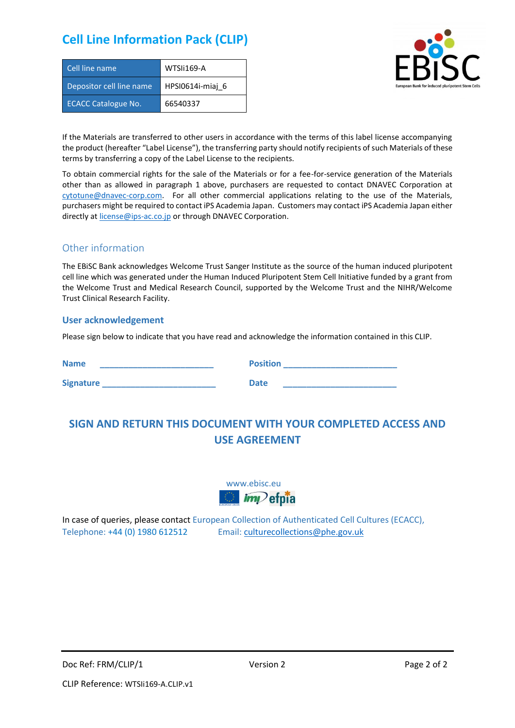# Cell Line Information Pack (CLIP)

| | |
|---|---|
| Cell line name | WTSIi169-A |
| Depositor cell line name | HPSI0614i-miaj_6 |
| ECACC Catalogue No. | 66540337 |

If the Materials are transferred to other users in accordance with the terms of this label license accompanying the product (hereafter "Label License"), the transferring party should notify recipients of such Materials of these terms by transferring a copy of the Label License to the recipients.

To obtain commercial rights for the sale of the Materials or for a fee-for-service generation of the Materials other than as allowed in paragraph 1 above, purchasers are requested to contact DNAVEC Corporation at cytotune@dnavec-corp.com. For all other commercial applications relating to the use of the Materials, purchasers might be required to contact iPS Academia Japan. Customers may contact iPS Academia Japan either directly at license@ips-ac.co.jp or through DNAVEC Corporation.

## Other information

The EBiSC Bank acknowledges Welcome Trust Sanger Institute as the source of the human induced pluripotent cell line which was generated under the Human Induced Pluripotent Stem Cell Initiative funded by a grant from the Welcome Trust and Medical Research Council, supported by the Welcome Trust and the NIHR/Welcome Trust Clinical Research Facility.

### User acknowledgement

Please sign below to indicate that you have read and acknowledge the information contained in this CLIP.

**Name** ________________________ **Position** ________________________

**Signature** ________________________ **Date** ________________________

## SIGN AND RETURN THIS DOCUMENT WITH YOUR COMPLETED ACCESS AND USE AGREEMENT

www.ebisc.eu

In case of queries, please contact European Collection of Authenticated Cell Cultures (ECACC), Telephone: +44 (0) 1980 612512 Email: culturecollections@phe.gov.uk

Doc Ref: FRM/CLIP/1 Version 2

CLIP Reference: WTSIi169-A.CLIP.v1